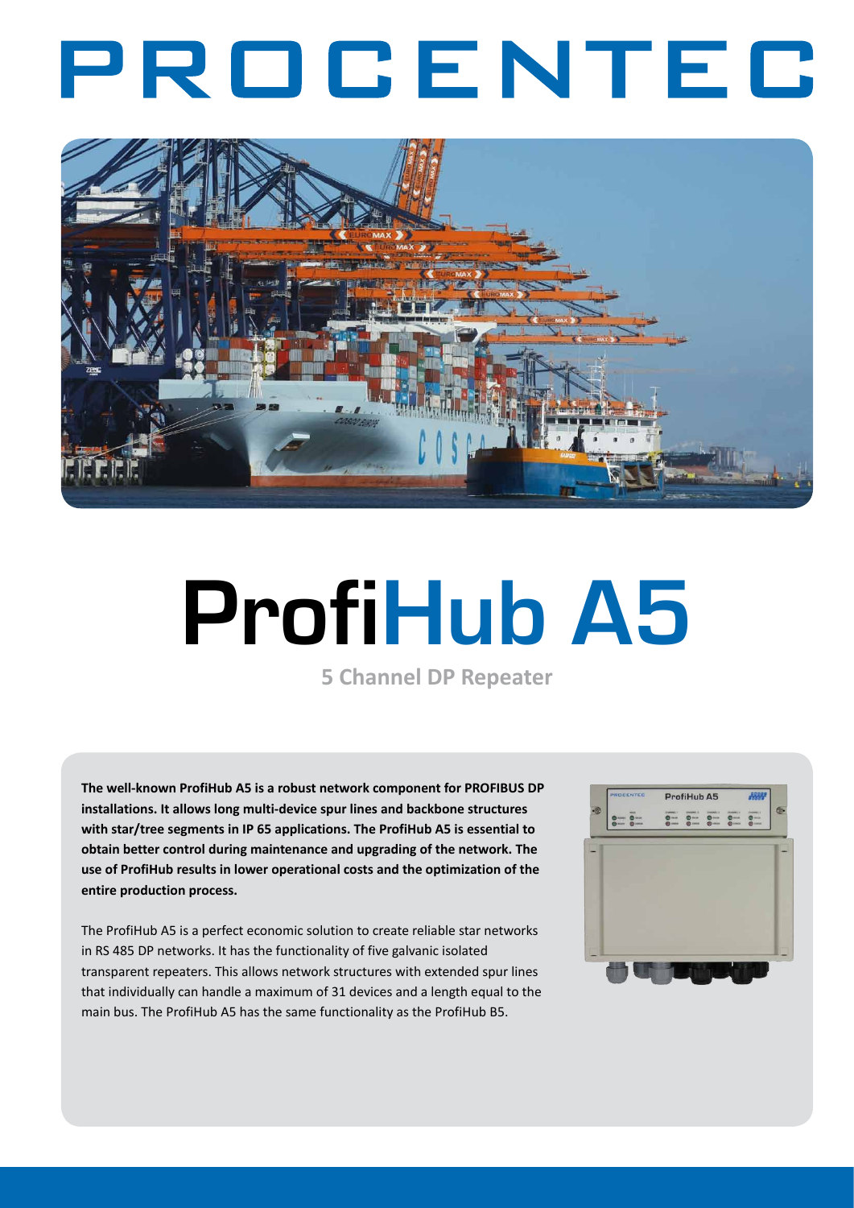# PROCENTEC

# ProfiHub A5

## 5 Channel DP Repeater

**The well-known ProfiHub A5 is a robust network component for PROFIBUS DP installations. It allows long multi-device spur lines and backbone structures with star/tree segments in IP 65 applications. The ProfiHub A5 is essential to obtain better control during maintenance and upgrading of the network. The use of ProfiHub results in lower operational costs and the optimization of the entire production process.**

The ProfiHub A5 is a perfect economic solution to create reliable star networks in RS 485 DP networks. It has the functionality of five galvanic isolated transparent repeaters. This allows network structures with extended spur lines that individually can handle a maximum of 31 devices and a length equal to the main bus. The ProfiHub A5 has the same functionality as the ProfiHub B5.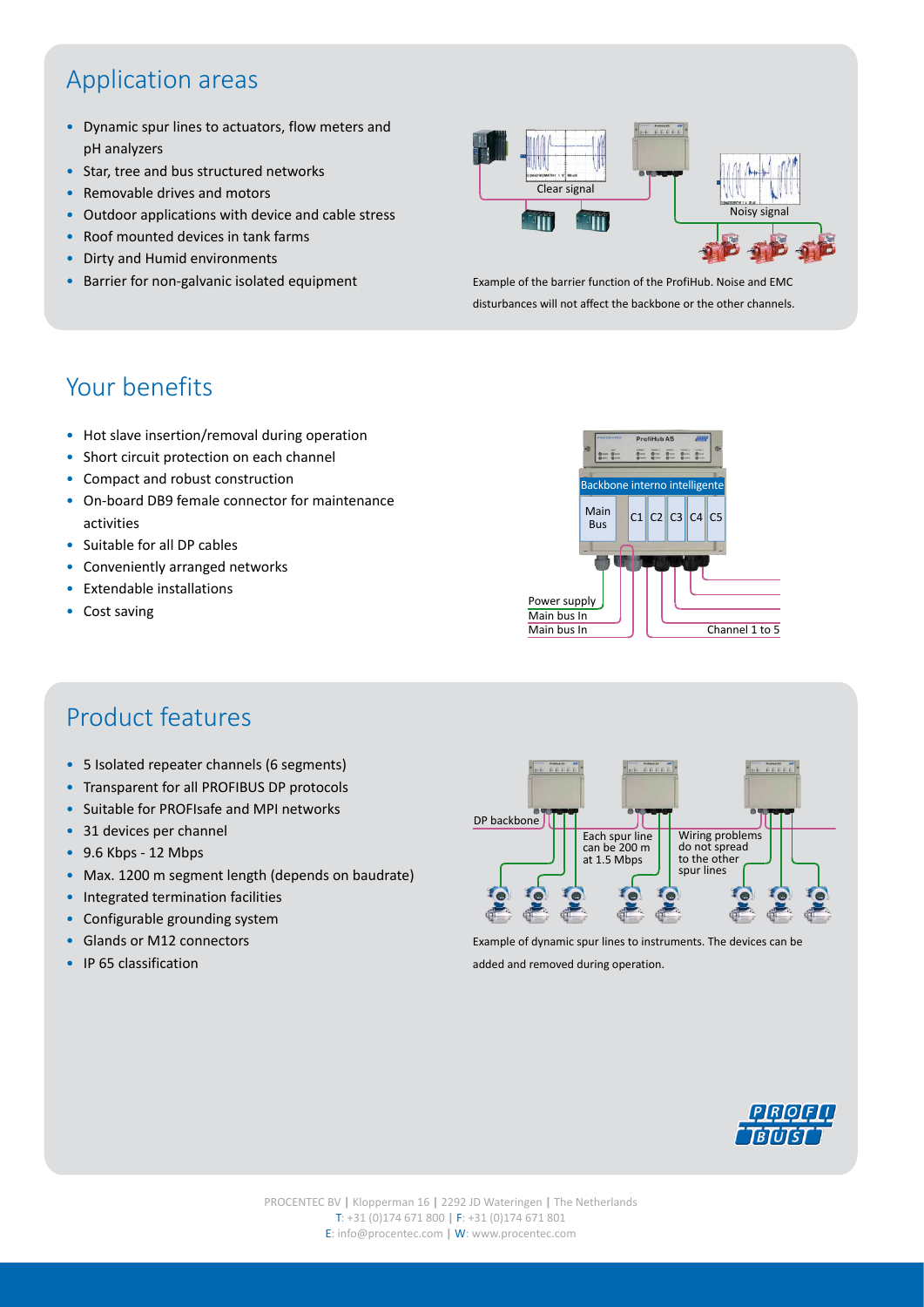## Application areas

- Dynamic spur lines to actuators, flow meters and pH analyzers
- Star, tree and bus structured networks
- Removable drives and motors
- Outdoor applications with device and cable stress
- Roof mounted devices in tank farms
- Dirty and Humid environments
- Barrier for non-galvanic isolated equipment

Clear signal

Noisy signal

Example of the barrier function of the ProfiHub. Noise and EMC disturbances will not affect the backbone or the other channels.

## Your benefits

- Hot slave insertion/removal during operation
- Short circuit protection on each channel
- Compact and robust construction
- On-board DB9 female connector for maintenance activities
- Suitable for all DP cables
- Conveniently arranged networks
- Extendable installations
- Cost saving

Backbone interno intelligente

Main Bus

C1 C2 C3 C4 C5

Power supply

Main bus In

Main bus In

Channel 1 to 5

## Product features

- 5 Isolated repeater channels (6 segments)
- Transparent for all PROFIBUS DP protocols
- Suitable for PROFIsafe and MPI networks
- 31 devices per channel
- 9.6 Kbps - 12 Mbps
- Max. 1200 m segment length (depends on baudrate)
- Integrated termination facilities
- Configurable grounding system
- Glands or M12 connectors
- IP 65 classification

DP backbone

Each spur line can be 200 m at 1.5 Mbps

Wiring problems do not spread to the other spur lines

Example of dynamic spur lines to instruments. The devices can be added and removed during operation.

PROCENTEC BV | Klopperman 16 | 2292 JD Wateringen | The Netherlands
T: +31 (0)174 671 800 | F: +31 (0)174 671 801
E: info@procentec.com | W: www.procentec.com